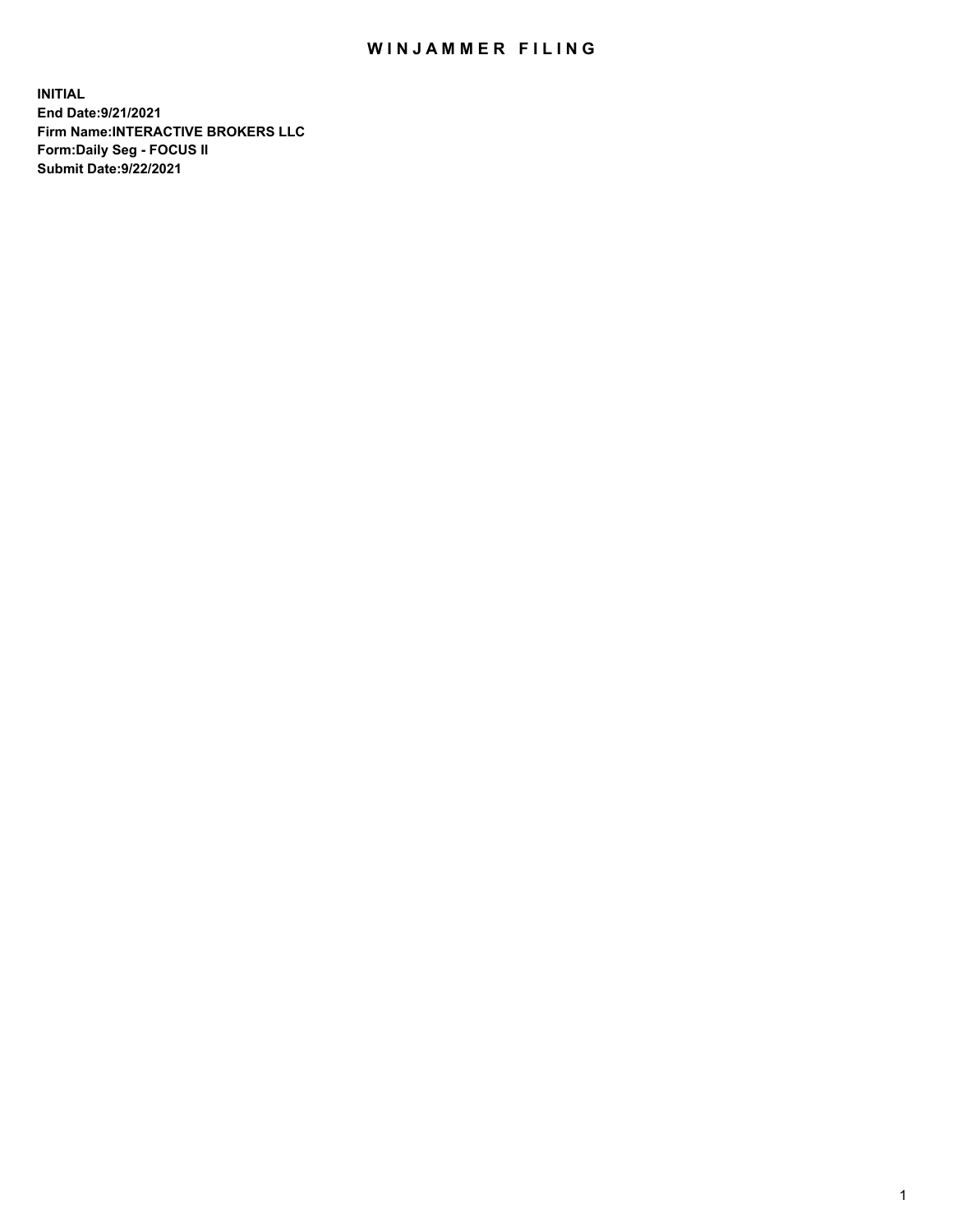# WINJAMMER FILING

**INITIAL**
**End Date:9/21/2021**
**Firm Name:INTERACTIVE BROKERS LLC**
**Form:Daily Seg - FOCUS II**
**Submit Date:9/22/2021**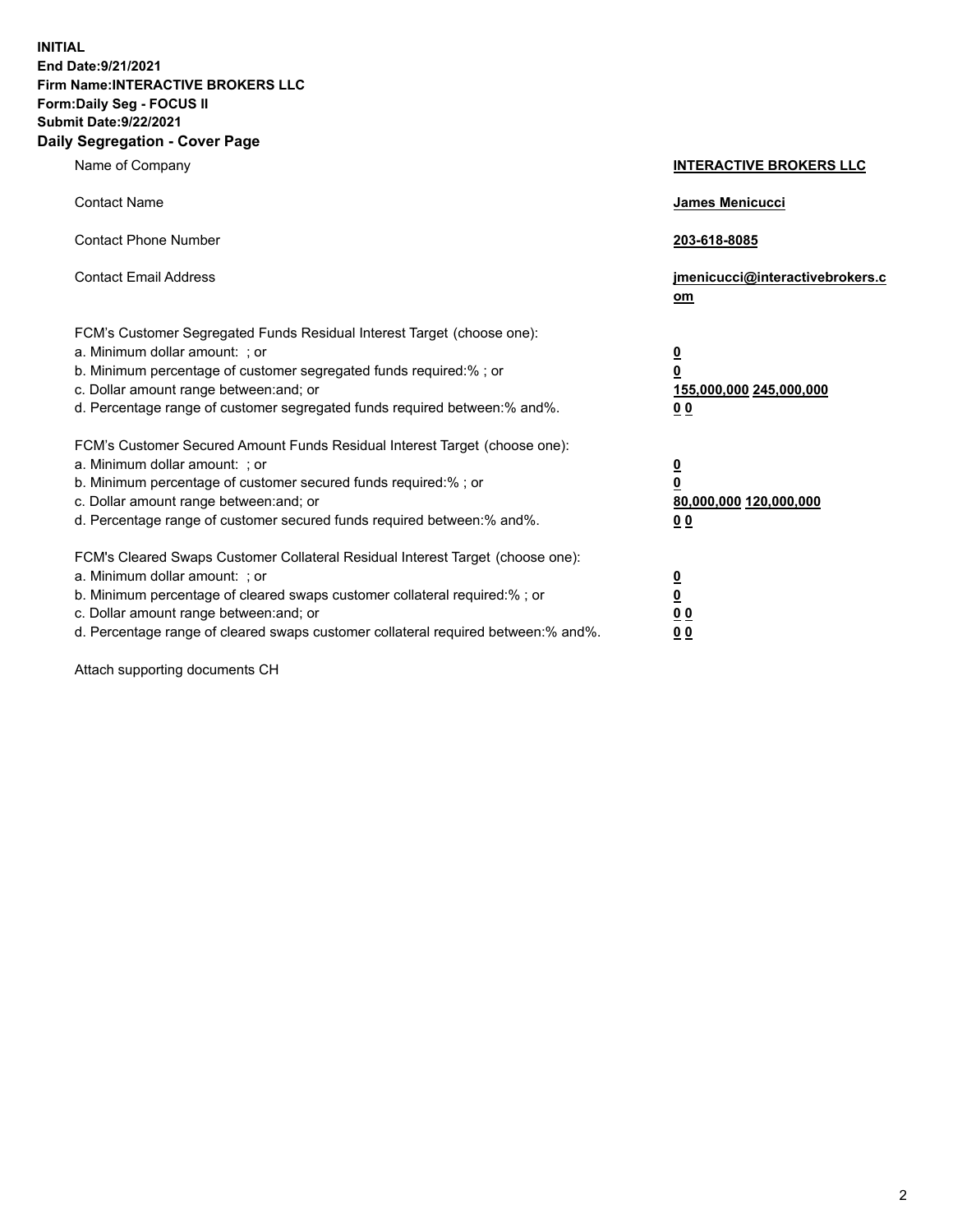**INITIAL**
**End Date:9/21/2021**
**Firm Name:INTERACTIVE BROKERS LLC**
**Form:Daily Seg - FOCUS II**
**Submit Date:9/22/2021**
**Daily Segregation - Cover Page**

| | |
|---|---|
| Name of Company | **INTERACTIVE BROKERS LLC** |
| Contact Name | **James Menicucci** |
| Contact Phone Number | **203-618-8085** |
| Contact Email Address | **jmenicucci@interactivebrokers.com** |
| FCM's Customer Segregated Funds Residual Interest Target (choose one): | |
| a. Minimum dollar amount: ; or | **0** |
| b. Minimum percentage of customer segregated funds required:% ; or | **0** |
| c. Dollar amount range between:and; or | **155,000,000 245,000,000** |
| d. Percentage range of customer segregated funds required between:% and%. | **0 0** |
| FCM's Customer Secured Amount Funds Residual Interest Target (choose one): | |
| a. Minimum dollar amount: ; or | **0** |
| b. Minimum percentage of customer secured funds required:% ; or | **0** |
| c. Dollar amount range between:and; or | **80,000,000 120,000,000** |
| d. Percentage range of customer secured funds required between:% and%. | **0 0** |
| FCM's Cleared Swaps Customer Collateral Residual Interest Target (choose one): | |
| a. Minimum dollar amount: ; or | **0** |
| b. Minimum percentage of cleared swaps customer collateral required:% ; or | **0** |
| c. Dollar amount range between:and; or | **0 0** |
| d. Percentage range of cleared swaps customer collateral required between:% and%. | **0 0** |

Attach supporting documents CH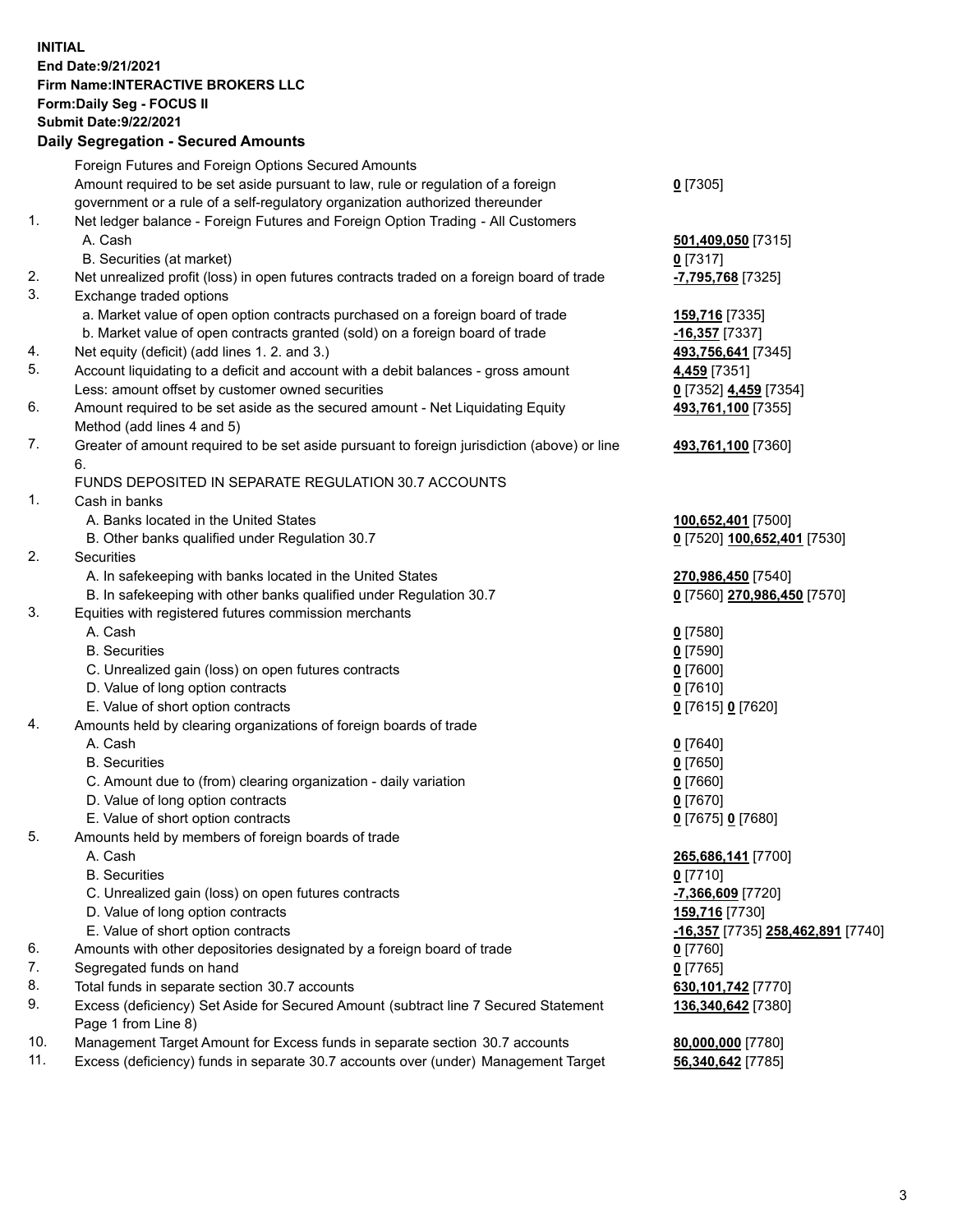**INITIAL**
**End Date:9/21/2021**
**Firm Name:INTERACTIVE BROKERS LLC**
**Form:Daily Seg - FOCUS II**
**Submit Date:9/22/2021**

## Daily Segregation - Secured Amounts

| | | |
|---|---|---|
| | Foreign Futures and Foreign Options Secured Amounts | |
| | Amount required to be set aside pursuant to law, rule or regulation of a foreign government or a rule of a self-regulatory organization authorized thereunder | **0** [7305] |
| 1. | Net ledger balance - Foreign Futures and Foreign Option Trading - All Customers | |
| | A. Cash | **501,409,050** [7315] |
| | B. Securities (at market) | **0** [7317] |
| 2. | Net unrealized profit (loss) in open futures contracts traded on a foreign board of trade | **-7,795,768** [7325] |
| 3. | Exchange traded options | |
| | a. Market value of open option contracts purchased on a foreign board of trade | **159,716** [7335] |
| | b. Market value of open contracts granted (sold) on a foreign board of trade | **-16,357** [7337] |
| 4. | Net equity (deficit) (add lines 1. 2. and 3.) | **493,756,641** [7345] |
| 5. | Account liquidating to a deficit and account with a debit balances - gross amount | **4,459** [7351] |
| | Less: amount offset by customer owned securities | **0** [7352] **4,459** [7354] |
| 6. | Amount required to be set aside as the secured amount - Net Liquidating Equity Method (add lines 4 and 5) | **493,761,100** [7355] |
| 7. | Greater of amount required to be set aside pursuant to foreign jurisdiction (above) or line 6. | **493,761,100** [7360] |
| | FUNDS DEPOSITED IN SEPARATE REGULATION 30.7 ACCOUNTS | |
| 1. | Cash in banks | |
| | A. Banks located in the United States | **100,652,401** [7500] |
| | B. Other banks qualified under Regulation 30.7 | **0** [7520] **100,652,401** [7530] |
| 2. | Securities | |
| | A. In safekeeping with banks located in the United States | **270,986,450** [7540] |
| | B. In safekeeping with other banks qualified under Regulation 30.7 | **0** [7560] **270,986,450** [7570] |
| 3. | Equities with registered futures commission merchants | |
| | A. Cash | **0** [7580] |
| | B. Securities | **0** [7590] |
| | C. Unrealized gain (loss) on open futures contracts | **0** [7600] |
| | D. Value of long option contracts | **0** [7610] |
| | E. Value of short option contracts | **0** [7615] **0** [7620] |
| 4. | Amounts held by clearing organizations of foreign boards of trade | |
| | A. Cash | **0** [7640] |
| | B. Securities | **0** [7650] |
| | C. Amount due to (from) clearing organization - daily variation | **0** [7660] |
| | D. Value of long option contracts | **0** [7670] |
| | E. Value of short option contracts | **0** [7675] **0** [7680] |
| 5. | Amounts held by members of foreign boards of trade | |
| | A. Cash | **265,686,141** [7700] |
| | B. Securities | **0** [7710] |
| | C. Unrealized gain (loss) on open futures contracts | **-7,366,609** [7720] |
| | D. Value of long option contracts | **159,716** [7730] |
| | E. Value of short option contracts | **-16,357** [7735] **258,462,891** [7740] |
| 6. | Amounts with other depositories designated by a foreign board of trade | **0** [7760] |
| 7. | Segregated funds on hand | **0** [7765] |
| 8. | Total funds in separate section 30.7 accounts | **630,101,742** [7770] |
| 9. | Excess (deficiency) Set Aside for Secured Amount (subtract line 7 Secured Statement Page 1 from Line 8) | **136,340,642** [7380] |
| 10. | Management Target Amount for Excess funds in separate section 30.7 accounts | **80,000,000** [7780] |
| 11. | Excess (deficiency) funds in separate 30.7 accounts over (under) Management Target | **56,340,642** [7785] |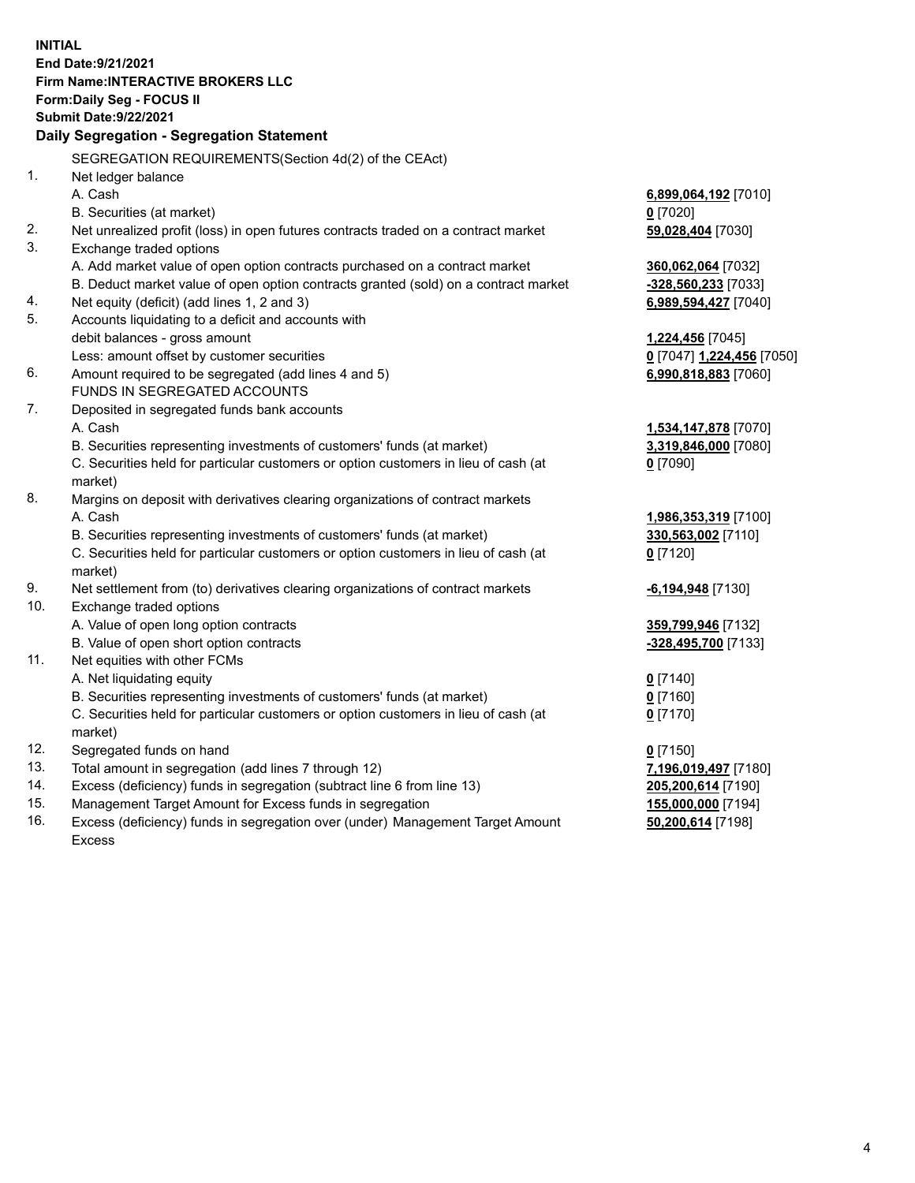**INITIAL**
**End Date:9/21/2021**
**Firm Name:INTERACTIVE BROKERS LLC**
**Form:Daily Seg - FOCUS II**
**Submit Date:9/22/2021**

## Daily Segregation - Segregation Statement

SEGREGATION REQUIREMENTS(Section 4d(2) of the CEAct)

| | | |
|---|---|---|
| 1. | Net ledger balance | |
| | A. Cash | **6,899,064,192** [7010] |
| | B. Securities (at market) | **0** [7020] |
| 2. | Net unrealized profit (loss) in open futures contracts traded on a contract market | **59,028,404** [7030] |
| 3. | Exchange traded options | |
| | A. Add market value of open option contracts purchased on a contract market | **360,062,064** [7032] |
| | B. Deduct market value of open option contracts granted (sold) on a contract market | **-328,560,233** [7033] |
| 4. | Net equity (deficit) (add lines 1, 2 and 3) | **6,989,594,427** [7040] |
| 5. | Accounts liquidating to a deficit and accounts with | |
| | debit balances - gross amount | **1,224,456** [7045] |
| | Less: amount offset by customer securities | **0** [7047] **1,224,456** [7050] |
| 6. | Amount required to be segregated (add lines 4 and 5) | **6,990,818,883** [7060] |
| | FUNDS IN SEGREGATED ACCOUNTS | |
| 7. | Deposited in segregated funds bank accounts | |
| | A. Cash | **1,534,147,878** [7070] |
| | B. Securities representing investments of customers' funds (at market) | **3,319,846,000** [7080] |
| | C. Securities held for particular customers or option customers in lieu of cash (at market) | **0** [7090] |
| 8. | Margins on deposit with derivatives clearing organizations of contract markets | |
| | A. Cash | **1,986,353,319** [7100] |
| | B. Securities representing investments of customers' funds (at market) | **330,563,002** [7110] |
| | C. Securities held for particular customers or option customers in lieu of cash (at market) | **0** [7120] |
| 9. | Net settlement from (to) derivatives clearing organizations of contract markets | **-6,194,948** [7130] |
| 10. | Exchange traded options | |
| | A. Value of open long option contracts | **359,799,946** [7132] |
| | B. Value of open short option contracts | **-328,495,700** [7133] |
| 11. | Net equities with other FCMs | |
| | A. Net liquidating equity | **0** [7140] |
| | B. Securities representing investments of customers' funds (at market) | **0** [7160] |
| | C. Securities held for particular customers or option customers in lieu of cash (at market) | **0** [7170] |
| 12. | Segregated funds on hand | **0** [7150] |
| 13. | Total amount in segregation (add lines 7 through 12) | **7,196,019,497** [7180] |
| 14. | Excess (deficiency) funds in segregation (subtract line 6 from line 13) | **205,200,614** [7190] |
| 15. | Management Target Amount for Excess funds in segregation | **155,000,000** [7194] |
| 16. | Excess (deficiency) funds in segregation over (under) Management Target Amount Excess | **50,200,614** [7198] |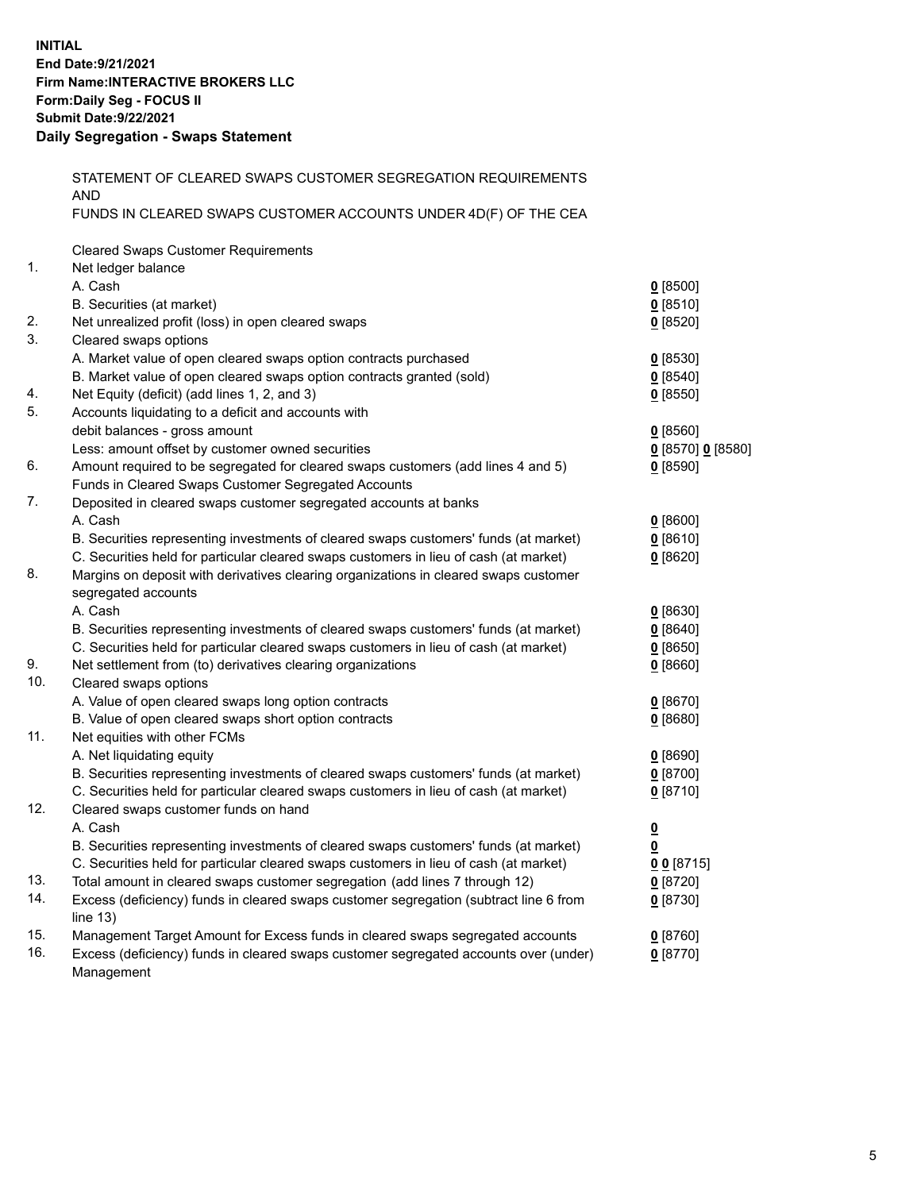**INITIAL**
**End Date:9/21/2021**
**Firm Name:INTERACTIVE BROKERS LLC**
**Form:Daily Seg - FOCUS II**
**Submit Date:9/22/2021**
**Daily Segregation - Swaps Statement**

STATEMENT OF CLEARED SWAPS CUSTOMER SEGREGATION REQUIREMENTS AND FUNDS IN CLEARED SWAPS CUSTOMER ACCOUNTS UNDER 4D(F) OF THE CEA

| | | |
|---|---|---|
| | Cleared Swaps Customer Requirements | |
| 1. | Net ledger balance | |
| | A. Cash | 0 [8500] |
| | B. Securities (at market) | 0 [8510] |
| 2. | Net unrealized profit (loss) in open cleared swaps | 0 [8520] |
| 3. | Cleared swaps options | |
| | A. Market value of open cleared swaps option contracts purchased | 0 [8530] |
| | B. Market value of open cleared swaps option contracts granted (sold) | 0 [8540] |
| 4. | Net Equity (deficit) (add lines 1, 2, and 3) | 0 [8550] |
| 5. | Accounts liquidating to a deficit and accounts with debit balances - gross amount | 0 [8560] |
| | Less: amount offset by customer owned securities | 0 [8570] 0 [8580] |
| 6. | Amount required to be segregated for cleared swaps customers (add lines 4 and 5) | 0 [8590] |
| | Funds in Cleared Swaps Customer Segregated Accounts | |
| 7. | Deposited in cleared swaps customer segregated accounts at banks | |
| | A. Cash | 0 [8600] |
| | B. Securities representing investments of cleared swaps customers' funds (at market) | 0 [8610] |
| | C. Securities held for particular cleared swaps customers in lieu of cash (at market) | 0 [8620] |
| 8. | Margins on deposit with derivatives clearing organizations in cleared swaps customer segregated accounts | |
| | A. Cash | 0 [8630] |
| | B. Securities representing investments of cleared swaps customers' funds (at market) | 0 [8640] |
| | C. Securities held for particular cleared swaps customers in lieu of cash (at market) | 0 [8650] |
| 9. | Net settlement from (to) derivatives clearing organizations | 0 [8660] |
| 10. | Cleared swaps options | |
| | A. Value of open cleared swaps long option contracts | 0 [8670] |
| | B. Value of open cleared swaps short option contracts | 0 [8680] |
| 11. | Net equities with other FCMs | |
| | A. Net liquidating equity | 0 [8690] |
| | B. Securities representing investments of cleared swaps customers' funds (at market) | 0 [8700] |
| | C. Securities held for particular cleared swaps customers in lieu of cash (at market) | 0 [8710] |
| 12. | Cleared swaps customer funds on hand | |
| | A. Cash | 0 |
| | B. Securities representing investments of cleared swaps customers' funds (at market) | 0 |
| | C. Securities held for particular cleared swaps customers in lieu of cash (at market) | 0 0 [8715] |
| 13. | Total amount in cleared swaps customer segregation (add lines 7 through 12) | 0 [8720] |
| 14. | Excess (deficiency) funds in cleared swaps customer segregation (subtract line 6 from line 13) | 0 [8730] |
| 15. | Management Target Amount for Excess funds in cleared swaps segregated accounts | 0 [8760] |
| 16. | Excess (deficiency) funds in cleared swaps customer segregated accounts over (under) Management | 0 [8770] |